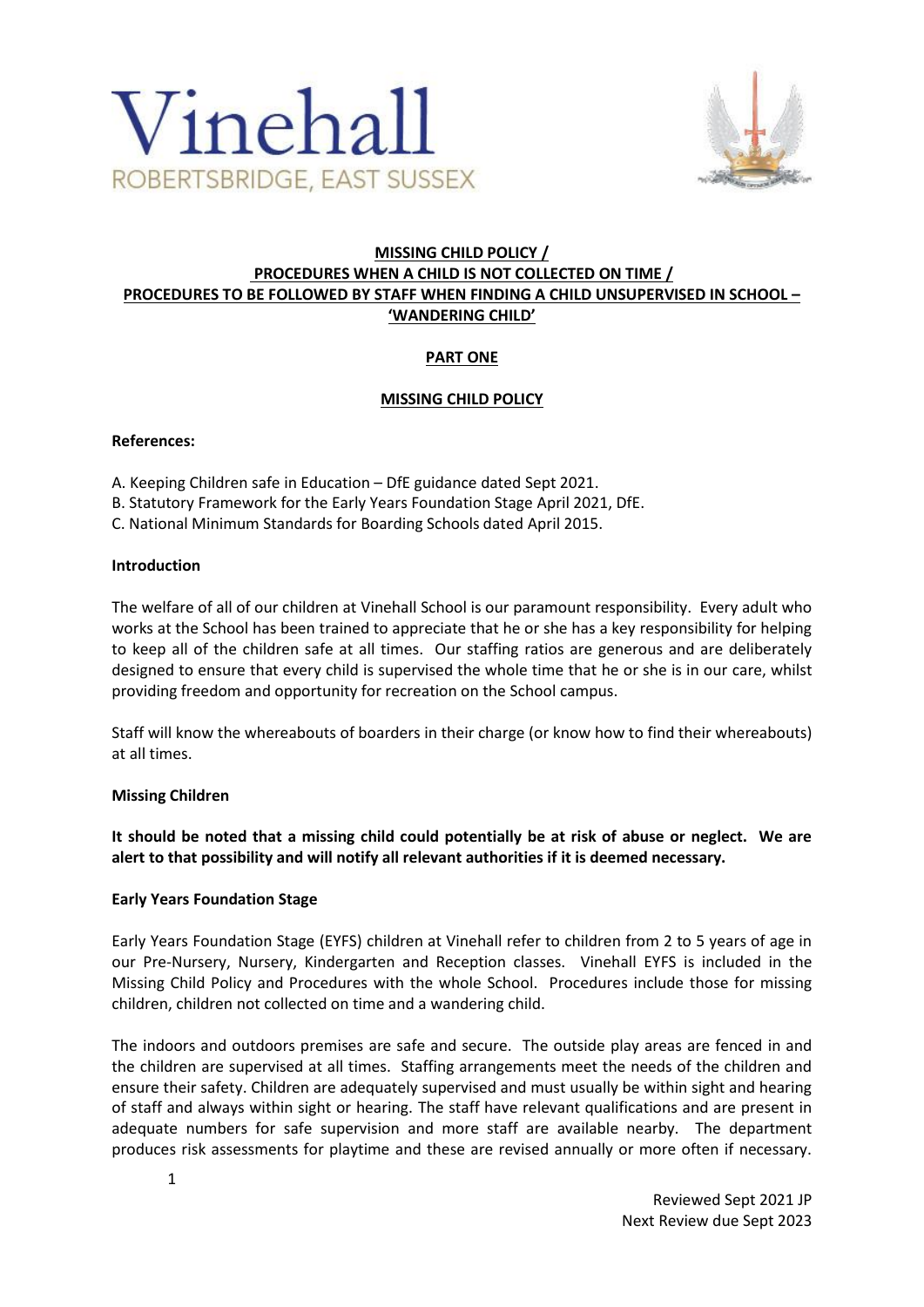Vinehall
ROBERTSBRIDGE, EAST SUSSEX

# MISSING CHILD POLICY / PROCEDURES WHEN A CHILD IS NOT COLLECTED ON TIME / PROCEDURES TO BE FOLLOWED BY STAFF WHEN FINDING A CHILD UNSUPERVISED IN SCHOOL – 'WANDERING CHILD'

## PART ONE

## MISSING CHILD POLICY

**References:**

A. Keeping Children safe in Education – DfE guidance dated Sept 2021.
B. Statutory Framework for the Early Years Foundation Stage April 2021, DfE.
C. National Minimum Standards for Boarding Schools dated April 2015.

**Introduction**

The welfare of all of our children at Vinehall School is our paramount responsibility. Every adult who works at the School has been trained to appreciate that he or she has a key responsibility for helping to keep all of the children safe at all times. Our staffing ratios are generous and are deliberately designed to ensure that every child is supervised the whole time that he or she is in our care, whilst providing freedom and opportunity for recreation on the School campus.

Staff will know the whereabouts of boarders in their charge (or know how to find their whereabouts) at all times.

**Missing Children**

**It should be noted that a missing child could potentially be at risk of abuse or neglect. We are alert to that possibility and will notify all relevant authorities if it is deemed necessary.**

**Early Years Foundation Stage**

Early Years Foundation Stage (EYFS) children at Vinehall refer to children from 2 to 5 years of age in our Pre-Nursery, Nursery, Kindergarten and Reception classes. Vinehall EYFS is included in the Missing Child Policy and Procedures with the whole School. Procedures include those for missing children, children not collected on time and a wandering child.

The indoors and outdoors premises are safe and secure. The outside play areas are fenced in and the children are supervised at all times. Staffing arrangements meet the needs of the children and ensure their safety. Children are adequately supervised and must usually be within sight and hearing of staff and always within sight or hearing. The staff have relevant qualifications and are present in adequate numbers for safe supervision and more staff are available nearby. The department produces risk assessments for playtime and these are revised annually or more often if necessary.

Reviewed Sept 2021 JP
Next Review due Sept 2023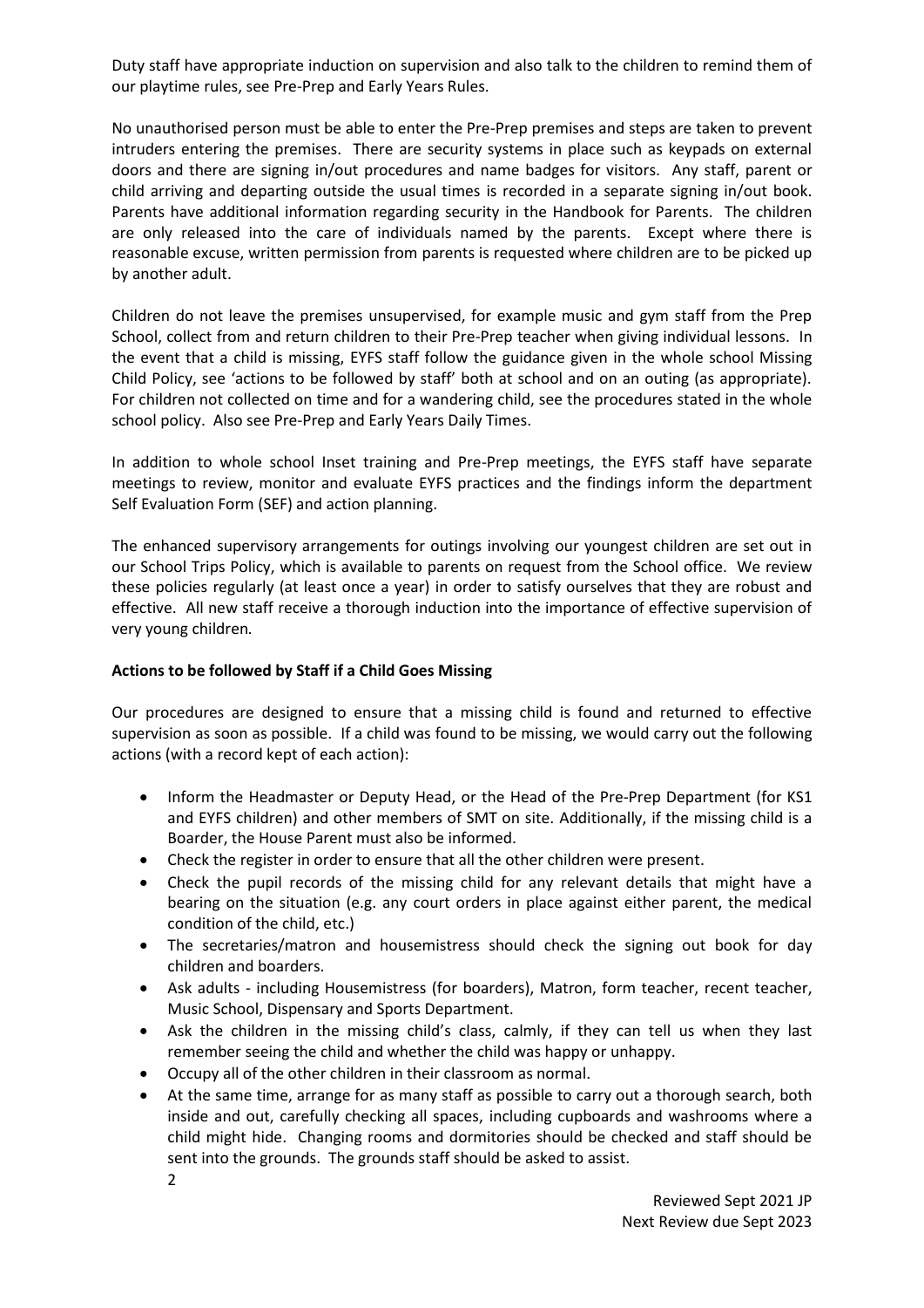Duty staff have appropriate induction on supervision and also talk to the children to remind them of our playtime rules, see Pre-Prep and Early Years Rules.

No unauthorised person must be able to enter the Pre-Prep premises and steps are taken to prevent intruders entering the premises. There are security systems in place such as keypads on external doors and there are signing in/out procedures and name badges for visitors. Any staff, parent or child arriving and departing outside the usual times is recorded in a separate signing in/out book. Parents have additional information regarding security in the Handbook for Parents. The children are only released into the care of individuals named by the parents. Except where there is reasonable excuse, written permission from parents is requested where children are to be picked up by another adult.

Children do not leave the premises unsupervised, for example music and gym staff from the Prep School, collect from and return children to their Pre-Prep teacher when giving individual lessons. In the event that a child is missing, EYFS staff follow the guidance given in the whole school Missing Child Policy, see 'actions to be followed by staff' both at school and on an outing (as appropriate). For children not collected on time and for a wandering child, see the procedures stated in the whole school policy. Also see Pre-Prep and Early Years Daily Times.

In addition to whole school Inset training and Pre-Prep meetings, the EYFS staff have separate meetings to review, monitor and evaluate EYFS practices and the findings inform the department Self Evaluation Form (SEF) and action planning.

The enhanced supervisory arrangements for outings involving our youngest children are set out in our School Trips Policy, which is available to parents on request from the School office. We review these policies regularly (at least once a year) in order to satisfy ourselves that they are robust and effective. All new staff receive a thorough induction into the importance of effective supervision of very young children.

**Actions to be followed by Staff if a Child Goes Missing**

Our procedures are designed to ensure that a missing child is found and returned to effective supervision as soon as possible. If a child was found to be missing, we would carry out the following actions (with a record kept of each action):

- Inform the Headmaster or Deputy Head, or the Head of the Pre-Prep Department (for KS1 and EYFS children) and other members of SMT on site. Additionally, if the missing child is a Boarder, the House Parent must also be informed.
- Check the register in order to ensure that all the other children were present.
- Check the pupil records of the missing child for any relevant details that might have a bearing on the situation (e.g. any court orders in place against either parent, the medical condition of the child, etc.)
- The secretaries/matron and housemistress should check the signing out book for day children and boarders.
- Ask adults - including Housemistress (for boarders), Matron, form teacher, recent teacher, Music School, Dispensary and Sports Department.
- Ask the children in the missing child's class, calmly, if they can tell us when they last remember seeing the child and whether the child was happy or unhappy.
- Occupy all of the other children in their classroom as normal.
- At the same time, arrange for as many staff as possible to carry out a thorough search, both inside and out, carefully checking all spaces, including cupboards and washrooms where a child might hide. Changing rooms and dormitories should be checked and staff should be sent into the grounds. The grounds staff should be asked to assist.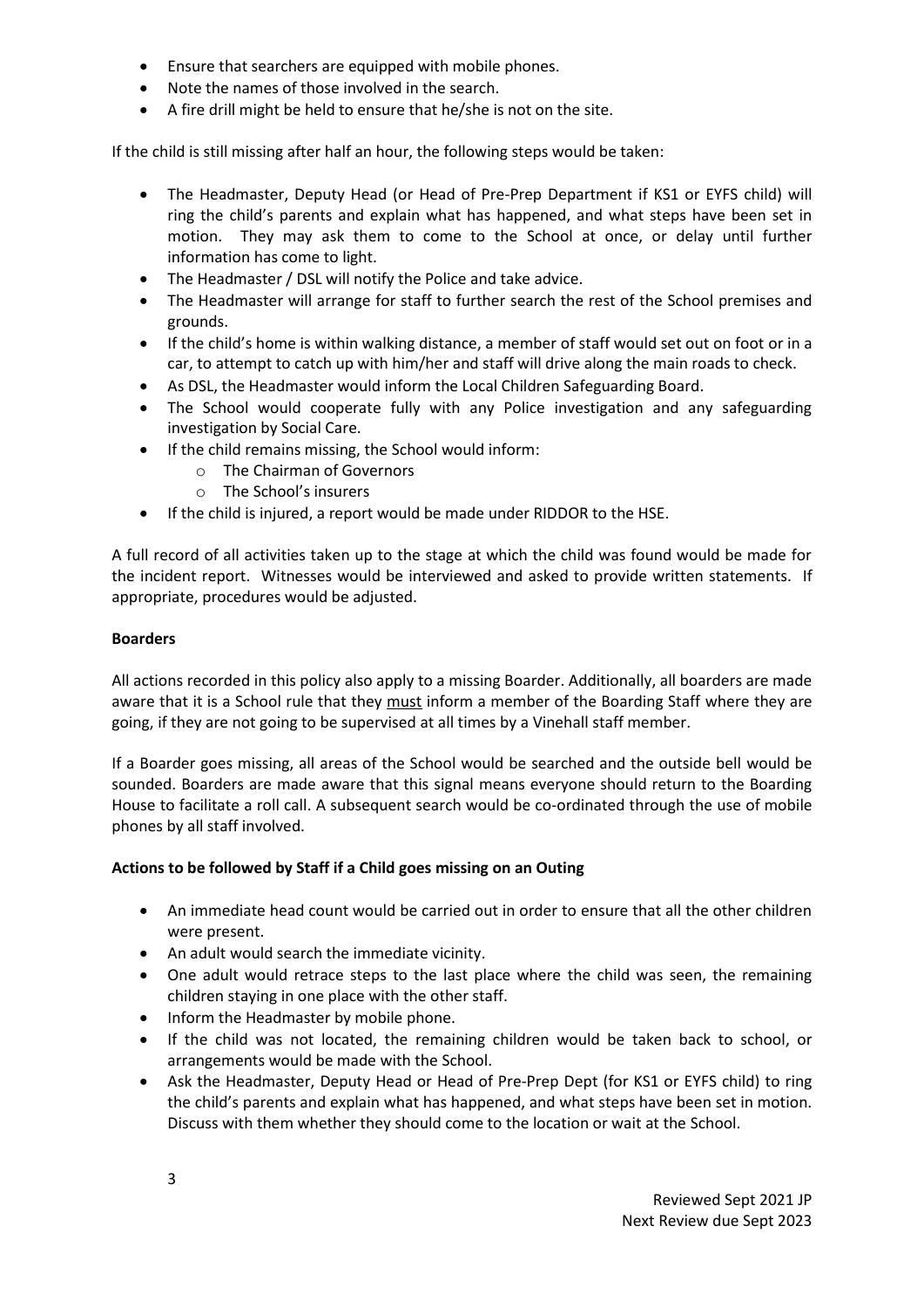- Ensure that searchers are equipped with mobile phones.
- Note the names of those involved in the search.
- A fire drill might be held to ensure that he/she is not on the site.

If the child is still missing after half an hour, the following steps would be taken:

- The Headmaster, Deputy Head (or Head of Pre-Prep Department if KS1 or EYFS child) will ring the child's parents and explain what has happened, and what steps have been set in motion. They may ask them to come to the School at once, or delay until further information has come to light.
- The Headmaster / DSL will notify the Police and take advice.
- The Headmaster will arrange for staff to further search the rest of the School premises and grounds.
- If the child's home is within walking distance, a member of staff would set out on foot or in a car, to attempt to catch up with him/her and staff will drive along the main roads to check.
- As DSL, the Headmaster would inform the Local Children Safeguarding Board.
- The School would cooperate fully with any Police investigation and any safeguarding investigation by Social Care.
- If the child remains missing, the School would inform:
    - The Chairman of Governors
    - The School's insurers
- If the child is injured, a report would be made under RIDDOR to the HSE.

A full record of all activities taken up to the stage at which the child was found would be made for the incident report. Witnesses would be interviewed and asked to provide written statements. If appropriate, procedures would be adjusted.

**Boarders**

All actions recorded in this policy also apply to a missing Boarder. Additionally, all boarders are made aware that it is a School rule that they <u>must</u> inform a member of the Boarding Staff where they are going, if they are not going to be supervised at all times by a Vinehall staff member.

If a Boarder goes missing, all areas of the School would be searched and the outside bell would be sounded. Boarders are made aware that this signal means everyone should return to the Boarding House to facilitate a roll call. A subsequent search would be co-ordinated through the use of mobile phones by all staff involved.

**Actions to be followed by Staff if a Child goes missing on an Outing**

- An immediate head count would be carried out in order to ensure that all the other children were present.
- An adult would search the immediate vicinity.
- One adult would retrace steps to the last place where the child was seen, the remaining children staying in one place with the other staff.
- Inform the Headmaster by mobile phone.
- If the child was not located, the remaining children would be taken back to school, or arrangements would be made with the School.
- Ask the Headmaster, Deputy Head or Head of Pre-Prep Dept (for KS1 or EYFS child) to ring the child's parents and explain what has happened, and what steps have been set in motion. Discuss with them whether they should come to the location or wait at the School.

Reviewed Sept 2021 JP
Next Review due Sept 2023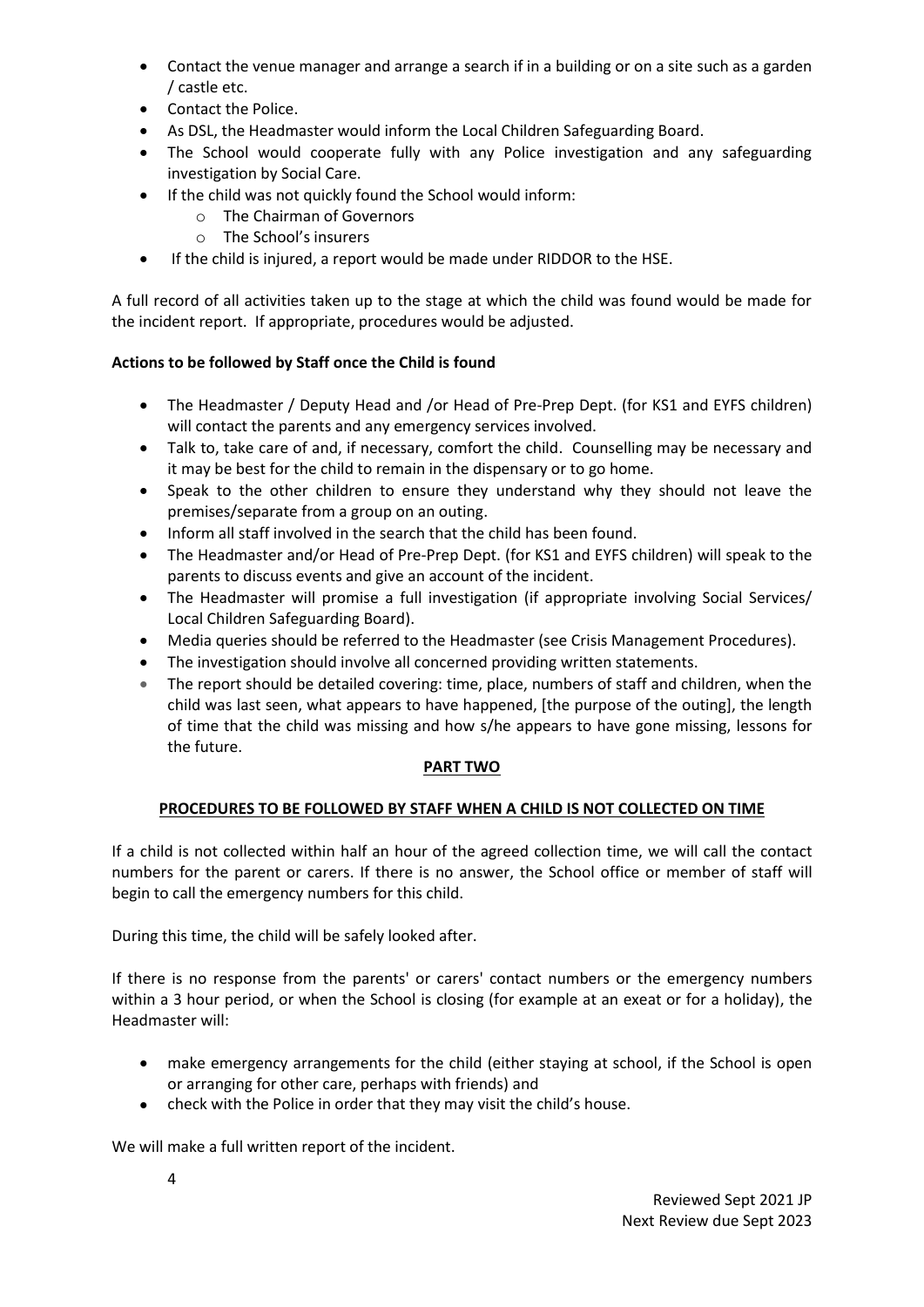- Contact the venue manager and arrange a search if in a building or on a site such as a garden / castle etc.
- Contact the Police.
- As DSL, the Headmaster would inform the Local Children Safeguarding Board.
- The School would cooperate fully with any Police investigation and any safeguarding investigation by Social Care.
- If the child was not quickly found the School would inform:
  - The Chairman of Governors
  - The School's insurers
- If the child is injured, a report would be made under RIDDOR to the HSE.

A full record of all activities taken up to the stage at which the child was found would be made for the incident report. If appropriate, procedures would be adjusted.

**Actions to be followed by Staff once the Child is found**

- The Headmaster / Deputy Head and /or Head of Pre-Prep Dept. (for KS1 and EYFS children) will contact the parents and any emergency services involved.
- Talk to, take care of and, if necessary, comfort the child. Counselling may be necessary and it may be best for the child to remain in the dispensary or to go home.
- Speak to the other children to ensure they understand why they should not leave the premises/separate from a group on an outing.
- Inform all staff involved in the search that the child has been found.
- The Headmaster and/or Head of Pre-Prep Dept. (for KS1 and EYFS children) will speak to the parents to discuss events and give an account of the incident.
- The Headmaster will promise a full investigation (if appropriate involving Social Services/ Local Children Safeguarding Board).
- Media queries should be referred to the Headmaster (see Crisis Management Procedures).
- The investigation should involve all concerned providing written statements.
- The report should be detailed covering: time, place, numbers of staff and children, when the child was last seen, what appears to have happened, [the purpose of the outing], the length of time that the child was missing and how s/he appears to have gone missing, lessons for the future.

## PART TWO

### PROCEDURES TO BE FOLLOWED BY STAFF WHEN A CHILD IS NOT COLLECTED ON TIME

If a child is not collected within half an hour of the agreed collection time, we will call the contact numbers for the parent or carers. If there is no answer, the School office or member of staff will begin to call the emergency numbers for this child.

During this time, the child will be safely looked after.

If there is no response from the parents' or carers' contact numbers or the emergency numbers within a 3 hour period, or when the School is closing (for example at an exeat or for a holiday), the Headmaster will:

- make emergency arrangements for the child (either staying at school, if the School is open or arranging for other care, perhaps with friends) and
- check with the Police in order that they may visit the child's house.

We will make a full written report of the incident.

Reviewed Sept 2021 JP
Next Review due Sept 2023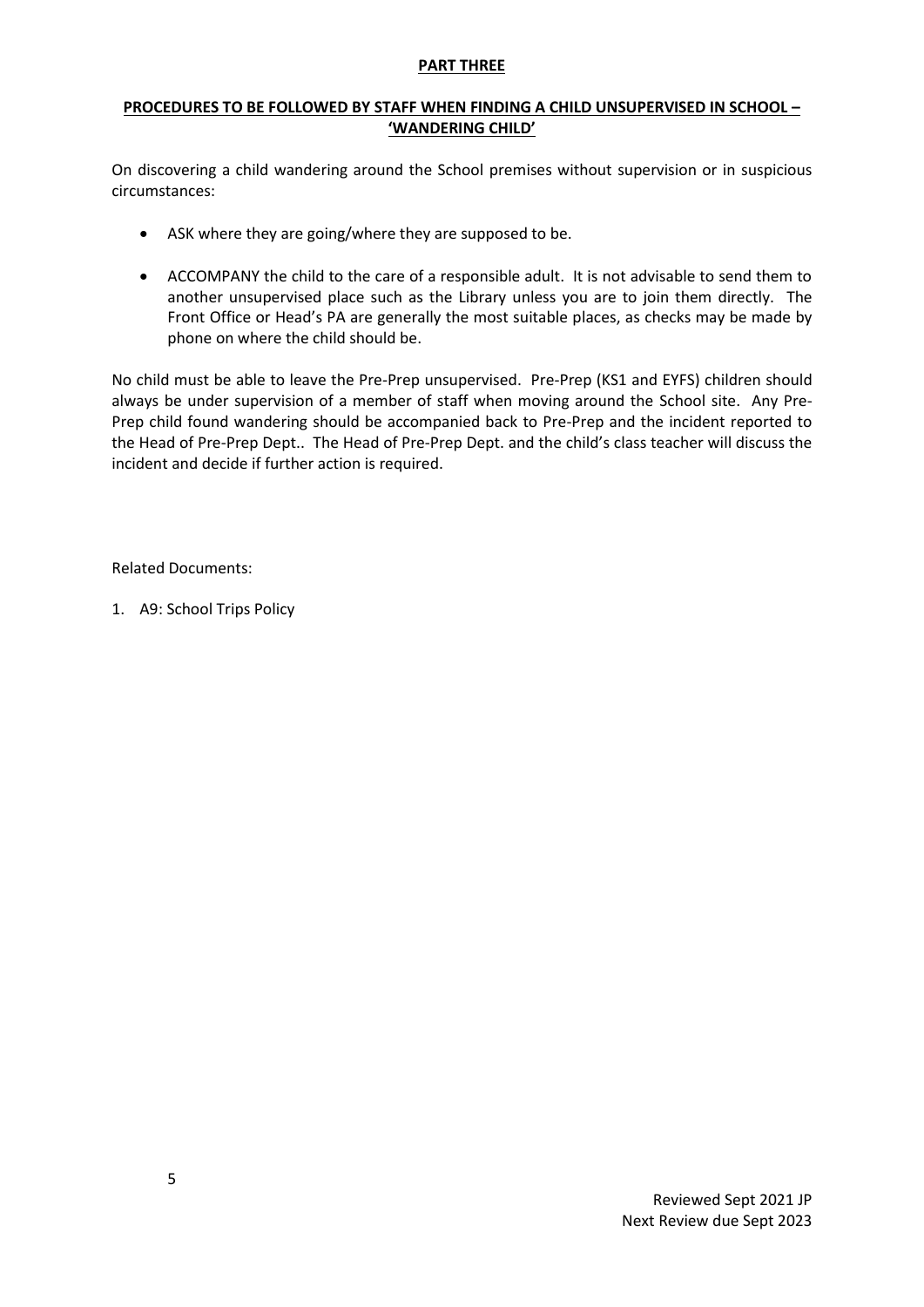## PART THREE

## PROCEDURES TO BE FOLLOWED BY STAFF WHEN FINDING A CHILD UNSUPERVISED IN SCHOOL – 'WANDERING CHILD'

On discovering a child wandering around the School premises without supervision or in suspicious circumstances:

- ASK where they are going/where they are supposed to be.
- ACCOMPANY the child to the care of a responsible adult. It is not advisable to send them to another unsupervised place such as the Library unless you are to join them directly. The Front Office or Head's PA are generally the most suitable places, as checks may be made by phone on where the child should be.

No child must be able to leave the Pre-Prep unsupervised. Pre-Prep (KS1 and EYFS) children should always be under supervision of a member of staff when moving around the School site. Any Pre-Prep child found wandering should be accompanied back to Pre-Prep and the incident reported to the Head of Pre-Prep Dept.. The Head of Pre-Prep Dept. and the child's class teacher will discuss the incident and decide if further action is required.

Related Documents:

1. A9: School Trips Policy

Reviewed Sept 2021 JP
Next Review due Sept 2023